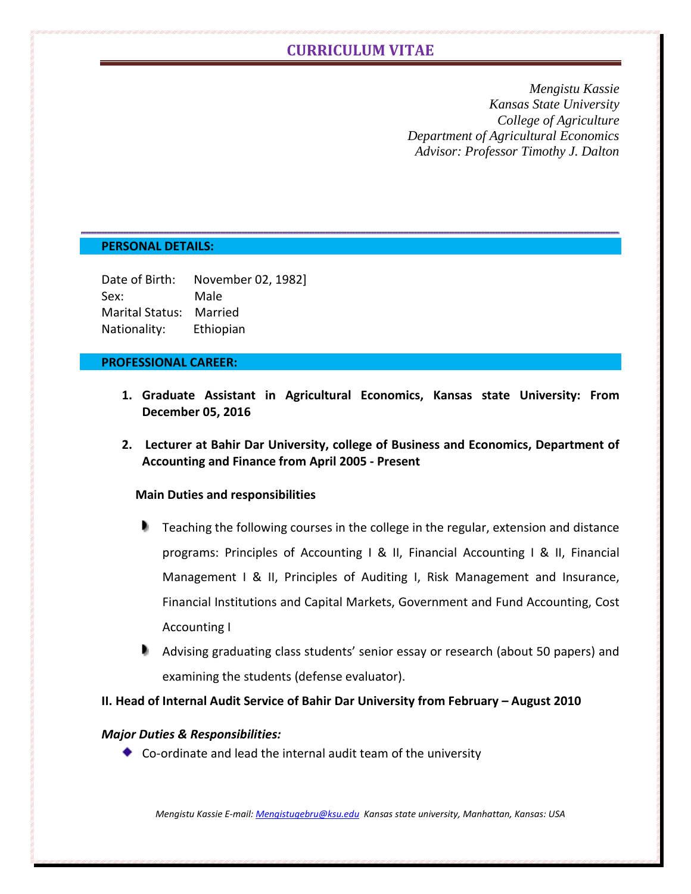# CURRICULUM VITAE

*Mengistu Kassie*
*Kansas State University*
*College of Agriculture*
*Department of Agricultural Economics*
*Advisor: Professor Timothy J. Dalton*

## PERSONAL DETAILS:

Date of Birth: November 02, 1982]
Sex: Male
Marital Status: Married
Nationality: Ethiopian

## PROFESSIONAL CAREER:

1. **Graduate Assistant in Agricultural Economics, Kansas state University: From December 05, 2016**

2. **Lecturer at Bahir Dar University, college of Business and Economics, Department of Accounting and Finance from April 2005 - Present**

**Main Duties and responsibilities**

- Teaching the following courses in the college in the regular, extension and distance programs: Principles of Accounting I & II, Financial Accounting I & II, Financial Management I & II, Principles of Auditing I, Risk Management and Insurance, Financial Institutions and Capital Markets, Government and Fund Accounting, Cost Accounting I
- Advising graduating class students' senior essay or research (about 50 papers) and examining the students (defense evaluator).

**II. Head of Internal Audit Service of Bahir Dar University from February – August 2010**

***Major Duties & Responsibilities:***

- Co-ordinate and lead the internal audit team of the university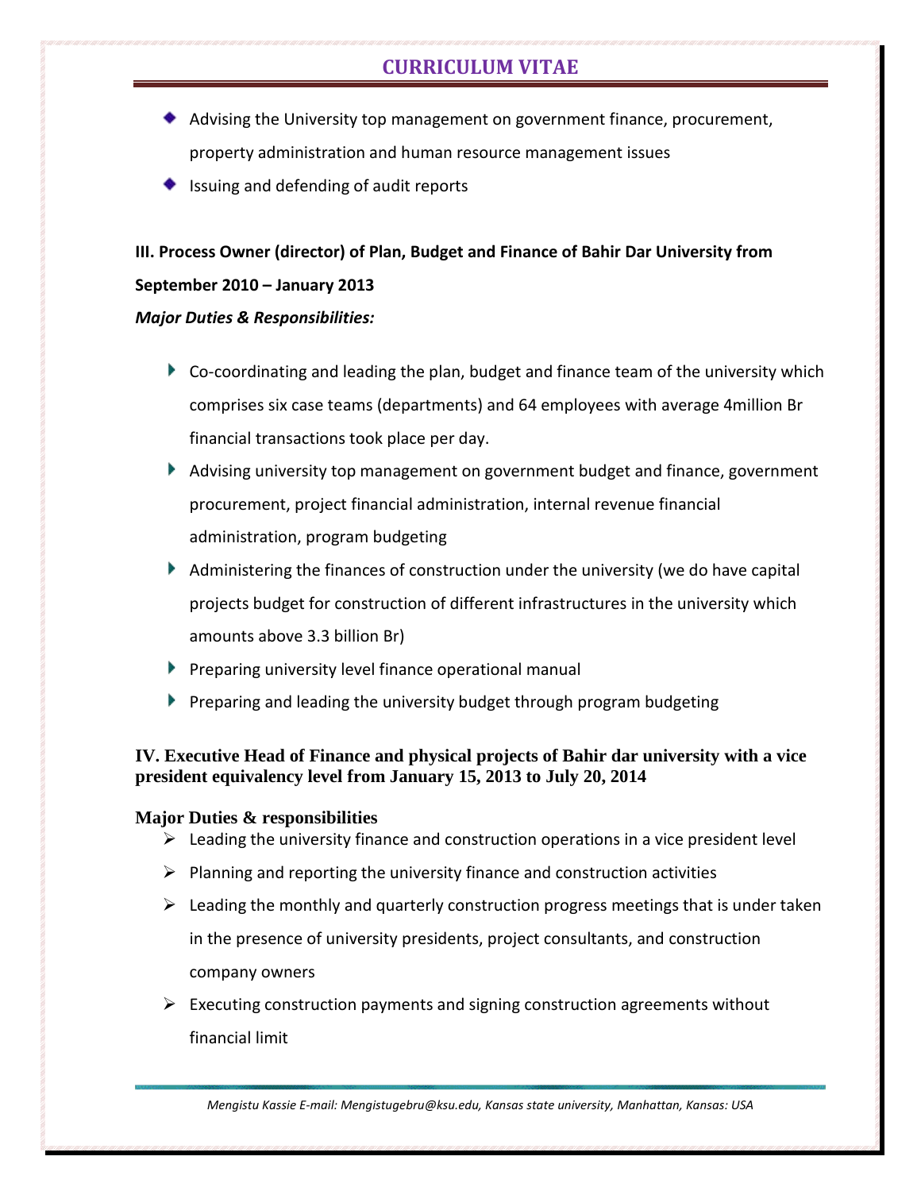- Advising the University top management on government finance, procurement, property administration and human resource management issues
- Issuing and defending of audit reports

**III. Process Owner (director) of Plan, Budget and Finance of Bahir Dar University from September 2010 – January 2013**

***Major Duties & Responsibilities:***

- Co-coordinating and leading the plan, budget and finance team of the university which comprises six case teams (departments) and 64 employees with average 4million Br financial transactions took place per day.
- Advising university top management on government budget and finance, government procurement, project financial administration, internal revenue financial administration, program budgeting
- Administering the finances of construction under the university (we do have capital projects budget for construction of different infrastructures in the university which amounts above 3.3 billion Br)
- Preparing university level finance operational manual
- Preparing and leading the university budget through program budgeting

**IV. Executive Head of Finance and physical projects of Bahir dar university with a vice president equivalency level from January 15, 2013 to July 20, 2014**

**Major Duties & responsibilities**

- Leading the university finance and construction operations in a vice president level
- Planning and reporting the university finance and construction activities
- Leading the monthly and quarterly construction progress meetings that is under taken in the presence of university presidents, project consultants, and construction company owners
- Executing construction payments and signing construction agreements without financial limit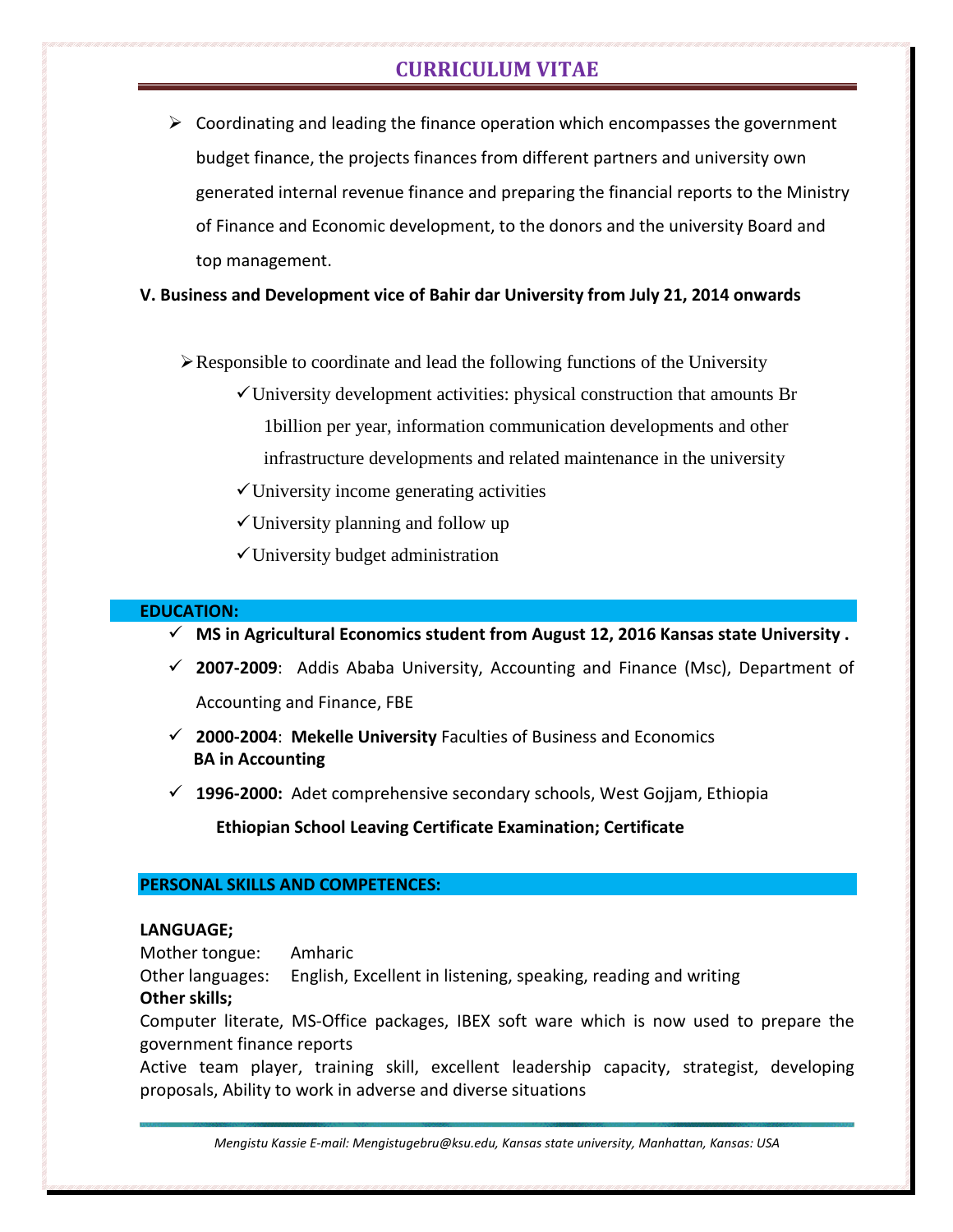# CURRICULUM VITAE

- Coordinating and leading the finance operation which encompasses the government budget finance, the projects finances from different partners and university own generated internal revenue finance and preparing the financial reports to the Ministry of Finance and Economic development, to the donors and the university Board and top management.

**V. Business and Development vice of Bahir dar University from July 21, 2014 onwards**

- Responsible to coordinate and lead the following functions of the University
  - ✓ University development activities: physical construction that amounts Br 1billion per year, information communication developments and other infrastructure developments and related maintenance in the university
  - ✓ University income generating activities
  - ✓ University planning and follow up
  - ✓ University budget administration

## EDUCATION:

- ✓ **MS in Agricultural Economics student from August 12, 2016 Kansas state University .**
- ✓ **2007-2009**: Addis Ababa University, Accounting and Finance (Msc), Department of Accounting and Finance, FBE
- ✓ **2000-2004**: **Mekelle University** Faculties of Business and Economics
  **BA in Accounting**
- ✓ **1996-2000:** Adet comprehensive secondary schools, West Gojjam, Ethiopia
  **Ethiopian School Leaving Certificate Examination; Certificate**

## PERSONAL SKILLS AND COMPETENCES:

**LANGUAGE;**

Mother tongue: Amharic

Other languages: English, Excellent in listening, speaking, reading and writing

**Other skills;**

Computer literate, MS-Office packages, IBEX soft ware which is now used to prepare the government finance reports

Active team player, training skill, excellent leadership capacity, strategist, developing proposals, Ability to work in adverse and diverse situations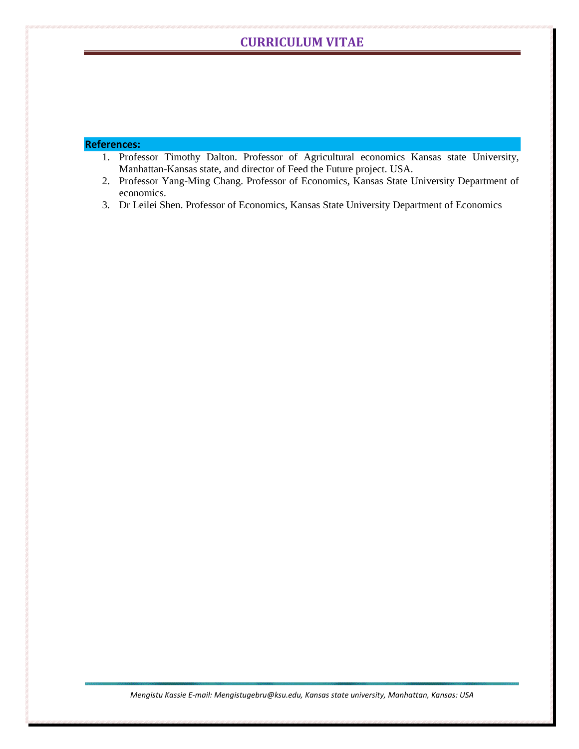## References:

1. Professor Timothy Dalton. Professor of Agricultural economics Kansas state University, Manhattan-Kansas state, and director of Feed the Future project. USA.
2. Professor Yang-Ming Chang. Professor of Economics, Kansas State University Department of economics.
3. Dr Leilei Shen. Professor of Economics, Kansas State University Department of Economics